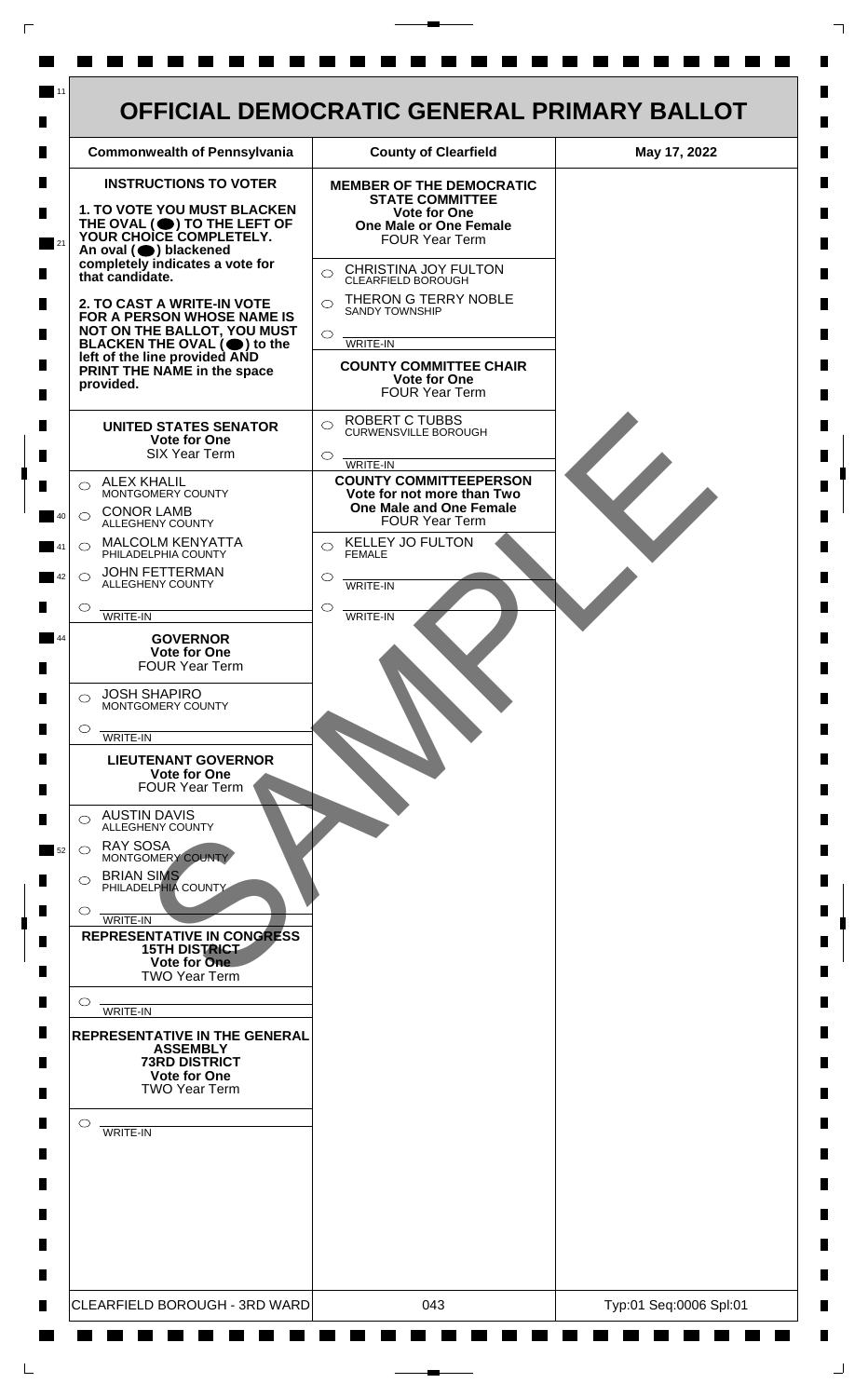# OFFICIAL DEMOCRATIC GENERAL PRIMARY BALLOT

| Commonwealth of Pennsylvania | County of Clearfield | May 17, 2022 |
| --- | --- | --- |

**INSTRUCTIONS TO VOTER**

**1. TO VOTE YOU MUST BLACKEN THE OVAL (⬤) TO THE LEFT OF YOUR CHOICE COMPLETELY.** An oval (⬤) blackened completely indicates a vote for that candidate.

**2. TO CAST A WRITE-IN VOTE FOR A PERSON WHOSE NAME IS NOT ON THE BALLOT, YOU MUST BLACKEN THE OVAL (⬤) to the left of the line provided AND PRINT THE NAME in the space provided.**

## UNITED STATES SENATOR
**Vote for One**
SIX Year Term

- ○ ALEX KHALIL — MONTGOMERY COUNTY
- ○ CONOR LAMB — ALLEGHENY COUNTY
- ○ MALCOLM KENYATTA — PHILADELPHIA COUNTY
- ○ JOHN FETTERMAN — ALLEGHENY COUNTY
- ○ WRITE-IN

## GOVERNOR
**Vote for One**
FOUR Year Term

- ○ JOSH SHAPIRO — MONTGOMERY COUNTY
- ○ WRITE-IN

## LIEUTENANT GOVERNOR
**Vote for One**
FOUR Year Term

- ○ AUSTIN DAVIS — ALLEGHENY COUNTY
- ○ RAY SOSA — MONTGOMERY COUNTY
- ○ BRIAN SIMS — PHILADELPHIA COUNTY
- ○ WRITE-IN

## REPRESENTATIVE IN CONGRESS
**15TH DISTRICT**
**Vote for One**
TWO Year Term

- ○ WRITE-IN

## REPRESENTATIVE IN THE GENERAL ASSEMBLY
**73RD DISTRICT**
**Vote for One**
TWO Year Term

- ○ WRITE-IN

## MEMBER OF THE DEMOCRATIC STATE COMMITTEE
**Vote for One**
**One Male or One Female**
FOUR Year Term

- ○ CHRISTINA JOY FULTON — CLEARFIELD BOROUGH
- ○ THERON G TERRY NOBLE — SANDY TOWNSHIP
- ○ WRITE-IN

## COUNTY COMMITTEE CHAIR
**Vote for One**
FOUR Year Term

- ○ ROBERT C TUBBS — CURWENSVILLE BOROUGH
- ○ WRITE-IN

## COUNTY COMMITTEEPERSON
**Vote for not more than Two**
**One Male and One Female**
FOUR Year Term

- ○ KELLEY JO FULTON — FEMALE
- ○ WRITE-IN
- ○ WRITE-IN

SAMPLE

| CLEARFIELD BOROUGH - 3RD WARD | 043 | Typ:01 Seq:0006 Spl:01 |
| --- | --- | --- |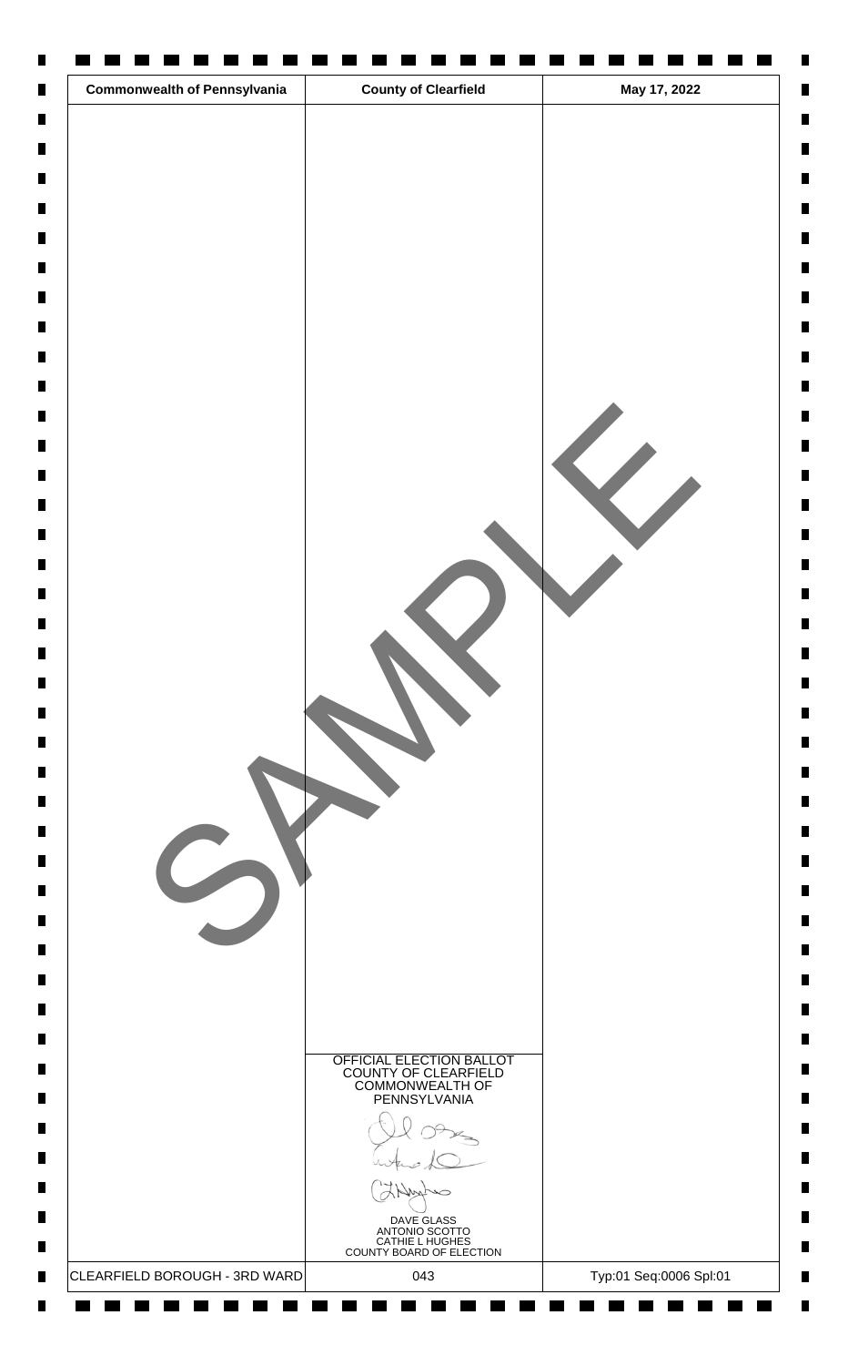| Commonwealth of Pennsylvania | County of Clearfield | May 17, 2022 |
| --- | --- | --- |
| | OFFICIAL ELECTION BALLOT<br>COUNTY OF CLEARFIELD<br>COMMONWEALTH OF PENNSYLVANIA<br>DAVE GLASS<br>ANTONIO SCOTTO<br>CATHIE L HUGHES<br>COUNTY BOARD OF ELECTION | |
| CLEARFIELD BOROUGH - 3RD WARD | 043 | Typ:01 Seq:0006 Spl:01 |

SAMPLE